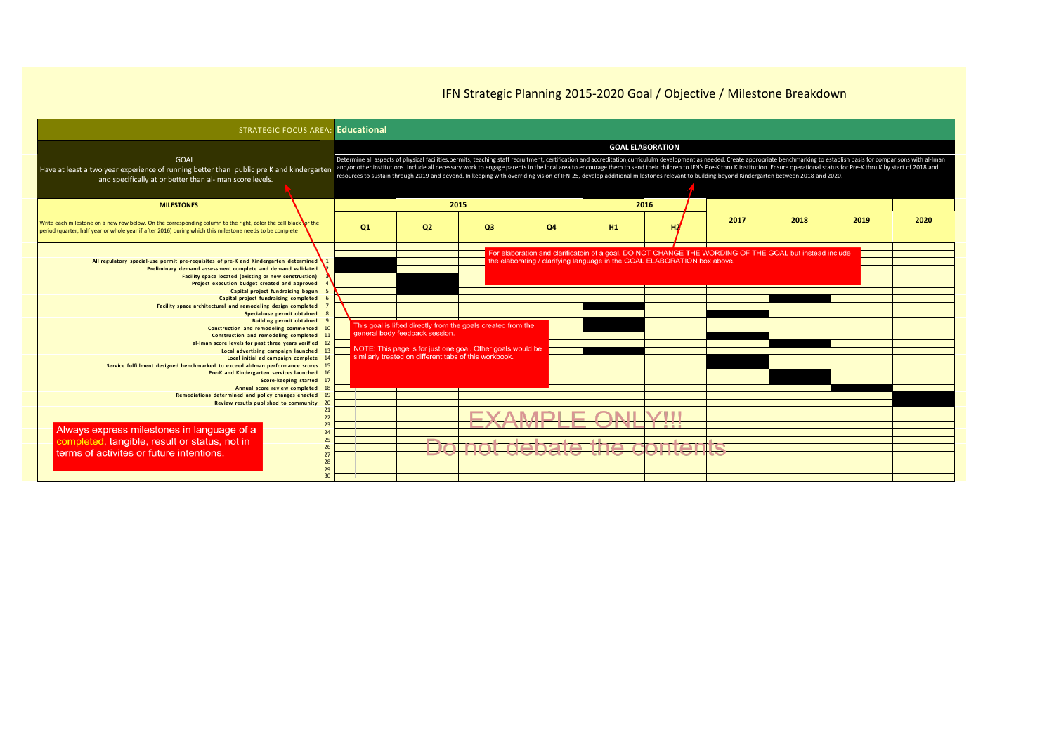# IFN Strategic Planning 2015-2020 Goal / Objective / Milestone Breakdown

**STRATEGIC FOCUS AREA:** **Educational**

**GOAL**

Have at least a two year experience of running better than public pre K and kindergarten and specifically at or better than al-Iman score levels.

**GOAL ELABORATION**

Determine all aspects of physical facilities,permits, teaching staff recruitment, certification and accreditation,curricululm development as needed. Create appropriate benchmarking to establish basis for comparisons with al-Iman and/or other institutions. Include all necessary work to engage parents in the local area to encourage them to send their children to IFN's Pre-K thru K institution. Ensure operational status for Pre-K thru K by start of 2018 and resources to sustain through 2019 and beyond. In keeping with overriding vision of IFN-25, develop additional milestones relevant to building beyond Kindergarten between 2018 and 2020.

**MILESTONES**

Write each milestone on a new row below. On the corresponding column to the right, color the cell black for the period (quarter, half year or whole year if after 2016) during which this milestone needs to be complete

| # | Milestone | 2015 Q1 | 2015 Q2 | 2015 Q3 | 2015 Q4 | 2016 H1 | 2016 H2 | 2017 | 2018 | 2019 | 2020 |
|---|---|---|---|---|---|---|---|---|---|---|---|
| 1 | All regulatory special-use permit pre-requisites of pre-K and Kindergarten determined | ■ | | | | | | | | | |
| 2 | Preliminary demand assessment complete and demand validated | ■ | | | | | | | | | |
| 3 | Facility space located (existing or new construction) | | ■ | | | | | | | | |
| 4 | Project execution budget created and approved | | ■ | | | | | | | | |
| 5 | Capital project fundraising begun | | ■ | | | | | | | | |
| 6 | Capital project fundraising completed | | | | | | | | ■ | | |
| 7 | Facility space architectural and remodeling design completed | | | | | ■ | | | | | |
| 8 | Special-use permit obtained | | | | | | | ■ | | | |
| 9 | Building permit obtained | | | | | ■ | | | | | |
| 10 | Construction and remodeling commenced | | | | | ■ | | | | | |
| 11 | Construction and remodeling completed | | | | | | | ■ | | | |
| 12 | al-Iman score levels for past three years verified | | | | | | | | ■ | | |
| 13 | Local advertising campaign launched | | | | | ■ | | | | | |
| 14 | Local initial ad campaign complete | | | | | | | ■ | | | |
| 15 | Service fulfillment designed benchmarked to exceed al-Iman performance scores | | | | | | | ■ | | | |
| 16 | Pre-K and Kindergarten services launched | | | | | | | | ■ | | |
| 17 | Score-keeping started | | | | | | | | ■ | | |
| 18 | Annual score review completed | | | | | | | | | ■ | |
| 19 | Remediations determined and policy changes enacted | | | | | | | | | | ■ |
| 20 | Review resutls published to community | | | | | | | | | | ■ |
| 21 | | | | | | | | | | | |
| 22 | | | | | | | | | | | |
| 23 | | | | | | | | | | | |
| 24 | | | | | | | | | | | |
| 25 | | | | | | | | | | | |
| 26 | | | | | | | | | | | |
| 27 | | | | | | | | | | | |
| 28 | | | | | | | | | | | |
| 29 | | | | | | | | | | | |
| 30 | | | | | | | | | | | |

For elaboration and clarificatoin of a goal, DO NOT CHANGE THE WORDING OF THE GOAL but instead include the elaborating / clarifying language in the GOAL ELABORATION box above.

This goal is lifted directly from the goals created from the general body feedback session.

NOTE: This page is for just one goal. Other goals would be similarly treated on different tabs of this workbook.

EXAMPLE ONLY!!!

Do not debate the contents

Always express milestones in language of a completed, tangible, result or status, not in terms of activites or future intentions.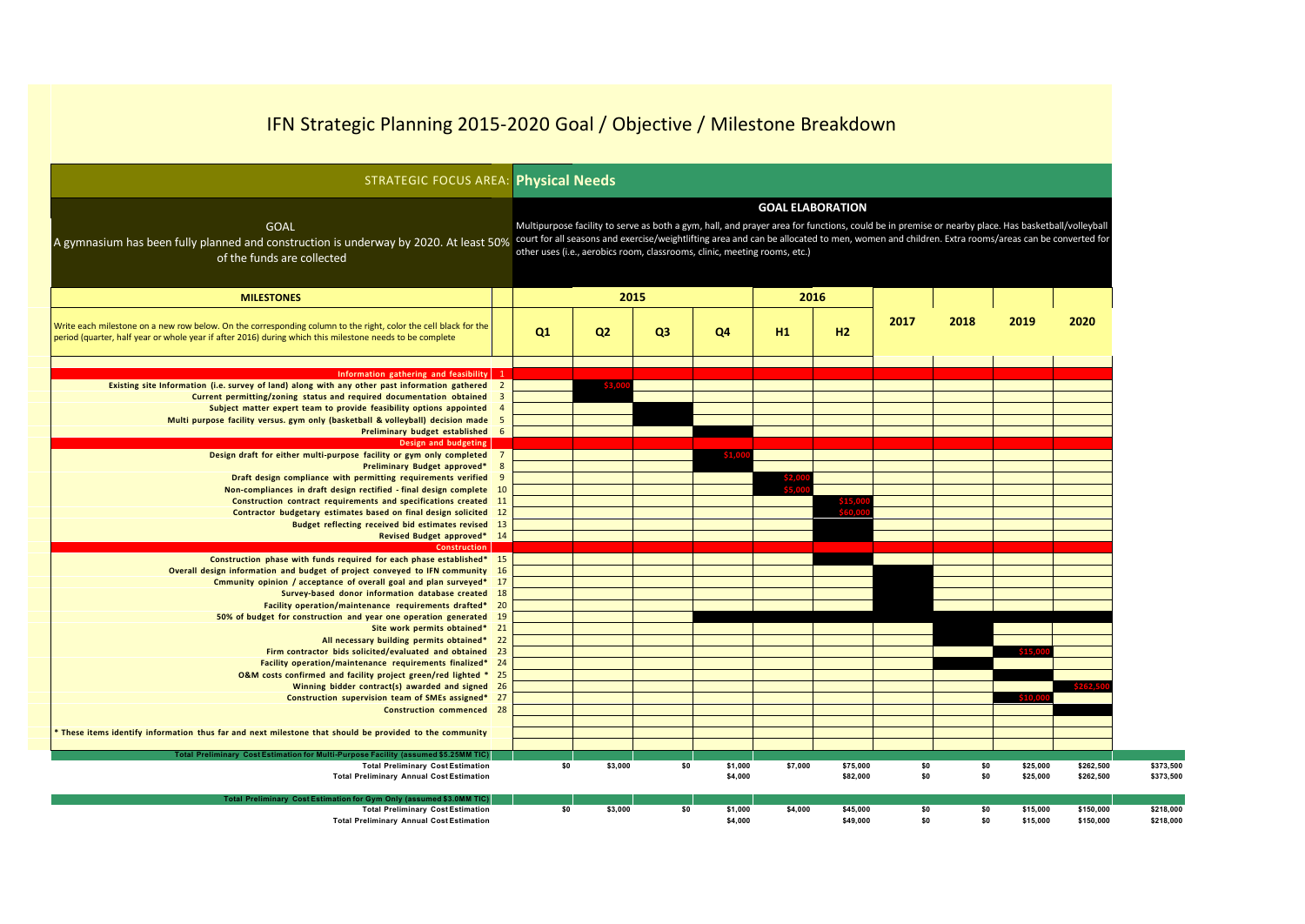# IFN Strategic Planning 2015-2020 Goal / Objective / Milestone Breakdown

**STRATEGIC FOCUS AREA: Physical Needs**

**GOAL**

A gymnasium has been fully planned and construction is underway by 2020. At least 50% of the funds are collected

**GOAL ELABORATION**

Multipurpose facility to serve as both a gym, hall, and prayer area for functions, could be in premise or nearby place. Has basketball/volleyball court for all seasons and exercise/weightlifting area and can be allocated to men, women and children. Extra rooms/areas can be converted for other uses (i.e., aerobics room, classrooms, clinic, meeting rooms, etc.)

| MILESTONES | | 2015 | | | | 2016 | | | | | | |
|---|---|---|---|---|---|---|---|---|---|---|---|---|
| Write each milestone on a new row below. On the corresponding column to the right, color the cell black for the period (quarter, half year or whole year if after 2016) during which this milestone needs to be complete | | Q1 | Q2 | Q3 | Q4 | H1 | H2 | 2017 | 2018 | 2019 | 2020 | |
| **Information gathering and feasibility** | 1 | | | | | | | | | | | |
| Existing site Information (i.e. survey of land) along with any other past information gathered | 2 | | $3,000 | | | | | | | | | |
| Current permitting/zoning status and required documentation obtained | 3 | | ■ | | | | | | | | | |
| Subject matter expert team to provide feasibility options appointed | 4 | | | ■ | | | | | | | | |
| Multi purpose facility versus. gym only (basketball & volleyball) decision made | 5 | | | ■ | | | | | | | | |
| Preliminary budget established | 6 | | | | ■ | | | | | | | |
| **Design and budgeting** | | | | | | | | | | | | |
| Design draft for either multi-purpose facility or gym only completed | 7 | | | | $1,000 | | | | | | | |
| Preliminary Budget approved* | 8 | | | | ■ | | | | | | | |
| Draft design compliance with permitting requirements verified | 9 | | | | | $2,000 | | | | | | |
| Non-compliances in draft design rectified - final design complete | 10 | | | | | $5,000 | | | | | | |
| Construction contract requirements and specifications created | 11 | | | | | | $15,000 | | | | | |
| Contractor budgetary estimates based on final design solicited | 12 | | | | | | $60,000 | | | | | |
| Budget reflecting received bid estimates revised | 13 | | | | | | ■ | | | | | |
| Revised Budget approved* | 14 | | | | | | ■ | | | | | |
| **Construction** | | | | | | | | | | | | |
| Construction phase with funds required for each phase established* | 15 | | | | | | ■ | | | | | |
| Overall design information and budget of project conveyed to IFN community | 16 | | | | | | | ■ | | | | |
| Cmmunity opinion / acceptance of overall goal and plan surveyed* | 17 | | | | | | | ■ | | | | |
| Survey-based donor information database created | 18 | | | | | | | ■ | | | | |
| Facility operation/maintenance requirements drafted* | 20 | | | | | | | ■ | | | | |
| 50% of budget for construction and year one operation generated | 19 | | | | ■ | ■ | ■ | ■ | ■ | ■ | ■ | |
| Site work permits obtained* | 21 | | | | | | | | ■ | | | |
| All necessary building permits obtained* | 22 | | | | | | | | ■ | | | |
| Firm contractor bids solicited/evaluated and obtained | 23 | | | | | | | | | $15,000 | | |
| Facility operation/maintenance requirements finalized* | 24 | | | | | | | | ■ | | | |
| O&M costs confirmed and facility project green/red lighted * | 25 | | | | | | | | | ■ | | |
| Winning bidder contract(s) awarded and signed | 26 | | | | | | | | | | $262,500 | |
| Construction supervision team of SMEs assigned* | 27 | | | | | | | | | $10,000 | | |
| Construction commenced | 28 | | | | | | | | | | ■ | |
| * These items identify information thus far and next milestone that should be provided to the community | | | | | | | | | | | | |
| **Total Preliminary Cost Estimation for Multi-Purpose Facility (assumed $5.25MM TIC)** | | | | | | | | | | | | |
| Total Preliminary Cost Estimation | | $0 | $3,000 | $0 | $1,000 | $7,000 | $75,000 | $0 | $0 | $25,000 | $262,500 | $373,500 |
| Total Preliminary Annual Cost Estimation | | | | | $4,000 | | $82,000 | $0 | $0 | $25,000 | $262,500 | $373,500 |
| **Total Preliminary Cost Estimation for Gym Only (assumed $3.0MM TIC)** | | | | | | | | | | | | |
| Total Preliminary Cost Estimation | | $0 | $3,000 | $0 | $1,000 | $4,000 | $45,000 | $0 | $0 | $15,000 | $150,000 | $218,000 |
| Total Preliminary Annual Cost Estimation | | | | | $4,000 | | $49,000 | $0 | $0 | $15,000 | $150,000 | $218,000 |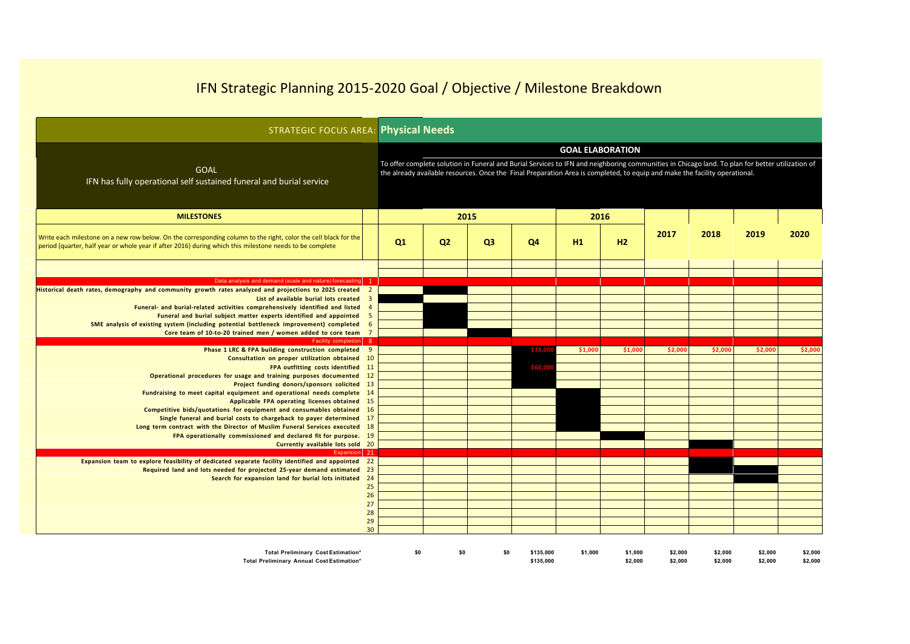# IFN Strategic Planning 2015-2020 Goal / Objective / Milestone Breakdown

**STRATEGIC FOCUS AREA: Physical Needs**

**GOAL**

IFN has fully operational self sustained funeral and burial service

**GOAL ELABORATION**

To offer complete solution in Funeral and Burial Services to IFN and neighboring communities in Chicago land. To plan for better utilization of the already available resources. Once the Final Preparation Area is completed, to equip and make the facility operational.

**MILESTONES**

Write each milestone on a new row below. On the corresponding column to the right, color the cell black for the period (quarter, half year or whole year if after 2016) during which this milestone needs to be complete

(■ = cell colored black)

| Milestone | # | 2015 Q1 | 2015 Q2 | 2015 Q3 | 2015 Q4 | 2016 H1 | 2016 H2 | 2017 | 2018 | 2019 | 2020 |
|---|---|---|---|---|---|---|---|---|---|---|---|
| Data analysis and demand (scale and nature) forecasting | 1 | | | | | | | | | | |
| Historical death rates, demography and community growth rates analyzed and projections to 2025 created | 2 | | ■ | | | | | | | | |
| List of available burial lots created | 3 | ■ | | | | | | | | | |
| Funeral- and burial-related activities comprehensively identified and listed | 4 | | ■ | | | | | | | | |
| Funeral and burial subject matter experts identified and appointed | 5 | | ■ | | | | | | | | |
| SME analysis of existing system (including potential bottleneck improvement) completed | 6 | | ■ | | | | | | | | |
| Core team of 10-to-20 trained men / women added to core team | 7 | | | ■ | | | | | | | |
| Facility completion | 8 | | | | | | | | | | |
| Phase 1 LRC & FPA building construction completed | 9 | | | | $75,000 | $1,000 | $1,000 | $2,000 | $2,000 | $2,000 | $2,000 |
| Consultation on proper utilization obtained | 10 | | | | ■ | | | | | | |
| FPA outfitting costs identified | 11 | | | | $60,000 | | | | | | |
| Operational procedures for usage and training purposes documented | 12 | | | | ■ | | | | | | |
| Project funding donors/sponsors solicited | 13 | | | | ■ | | | | | | |
| Fundraising to meet capital equipment and operational needs complete | 14 | | | | | ■ | | | | | |
| Applicable FPA operating licenses obtained | 15 | | | | | ■ | | | | | |
| Competitive bids/quotations for equipment and consumables obtained | 16 | | | | | ■ | | | | | |
| Single funeral and burial costs to chargeback to payer determined | 17 | | | | | ■ | | | | | |
| Long term contract with the Director of Muslim Funeral Services executed | 18 | | | | | ■ | | | | | |
| FPA operationally commissioned and declared fit for purpose. | 19 | | | | | | ■ | | | | |
| Currently available lots sold | 20 | | | | | | | | ■ | | |
| Expansion | 21 | | | | | | | | | | |
| Expansion team to explore feasibility of dedicated separate facility identified and appointed | 22 | | | | | | | | ■ | | |
| Required land and lots needed for projected 25-year demand estimated | 23 | | | | | | | | ■ | ■ | |
| Search for expansion land for burial lots initiated | 24 | | | | | | | | | ■ | |
| | 25 | | | | | | | | | | |
| | 26 | | | | | | | | | | |
| | 27 | | | | | | | | | | |
| | 28 | | | | | | | | | | |
| | 29 | | | | | | | | | | |
| | 30 | | | | | | | | | | |
| **Total Preliminary Cost Estimation*** | | $0 | $0 | $0 | $135,000 | $1,000 | $1,000 | $2,000 | $2,000 | $2,000 | $2,000 |
| **Total Preliminary Annual Cost Estimation*** | | | | | $135,000 | | $2,000 | $2,000 | $2,000 | $2,000 | $2,000 |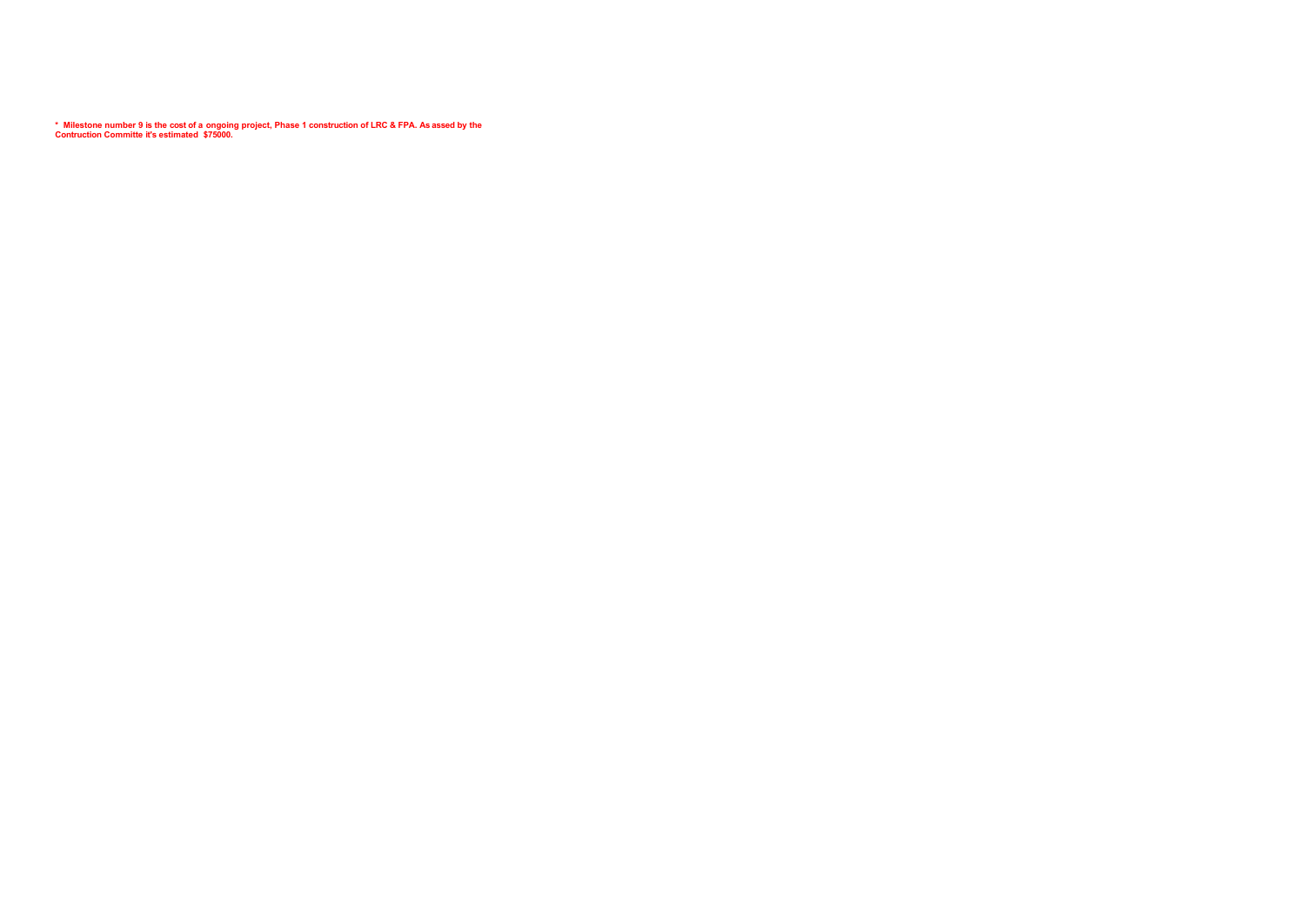**\*  Milestone number 9 is the cost of a ongoing project, Phase 1 construction of LRC & FPA. As assed by the Contruction Committe it's estimated  $75000.**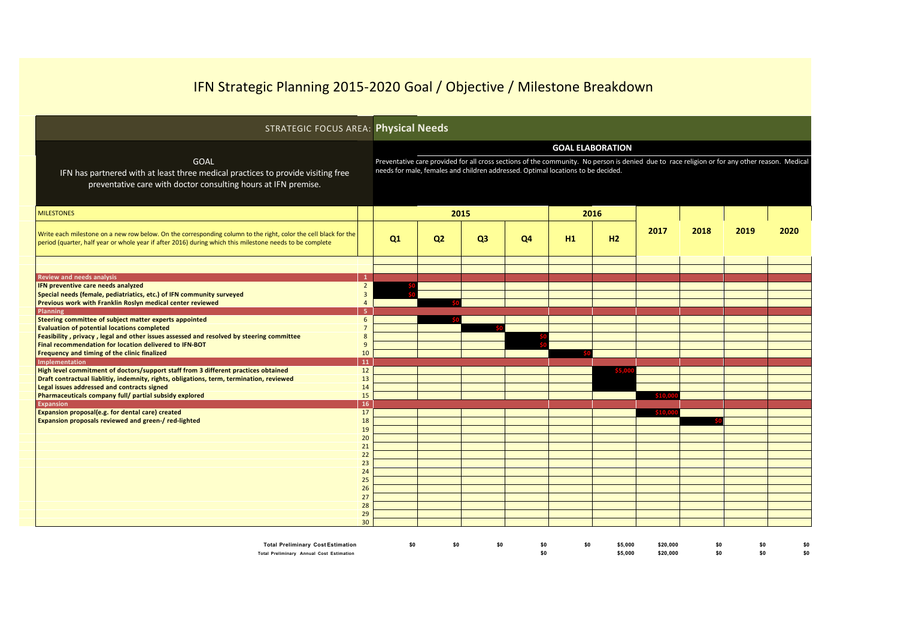# IFN Strategic Planning 2015-2020 Goal / Objective / Milestone Breakdown

STRATEGIC FOCUS AREA: **Physical Needs**

**GOAL**

IFN has partnered with at least three medical practices to provide visiting free preventative care with doctor consulting hours at IFN premise.

**GOAL ELABORATION**

Preventative care provided for all cross sections of the community. No person is denied due to race religion or for any other reason. Medical needs for male, females and children addressed. Optimal locations to be decided.

| MILESTONES | | 2015 | | | | 2016 | | | | | |
|---|---|---|---|---|---|---|---|---|---|---|---|
| Write each milestone on a new row below. On the corresponding column to the right, color the cell black for the period (quarter, half year or whole year if after 2016) during which this milestone needs to be complete | | Q1 | Q2 | Q3 | Q4 | H1 | H2 | 2017 | 2018 | 2019 | 2020 |
| **Review and needs analysis** | 1 | | | | | | | | | | |
| **IFN preventive care needs analyzed** | 2 | $0 | | | | | | | | | |
| **Special needs (female, pediatriatics, etc.) of IFN community surveyed** | 3 | $0 | | | | | | | | | |
| **Previous work with Franklin Roslyn medical center reviewed** | 4 | | $0 | | | | | | | | |
| **Planning** | 5 | | | | | | | | | | |
| **Steering committee of subject matter experts appointed** | 6 | | $0 | | | | | | | | |
| **Evaluation of potential locations completed** | 7 | | | $0 | | | | | | | |
| **Feasibility , privacy , legal and other issues assessed and resolved by steering committee** | 8 | | | | $0 | | | | | | |
| **Final recommendation for location delivered to IFN-BOT** | 9 | | | | $0 | | | | | | |
| **Frequency and timing of the clinic finalized** | 10 | | | | | $0 | | | | | |
| **Implementation** | 11 | | | | | | | | | | |
| **High level commitment of doctors/support staff from 3 different practices obtained** | 12 | | | | | | $5,000 | | | | |
| **Draft contractual liablitiy, indemnity, rights, obligations, term, termination, reviewed** | 13 | | | | | | | | | | |
| **Legal issues addressed and contracts signed** | 14 | | | | | | | | | | |
| **Pharmaceuticals company full/ partial subsidy explored** | 15 | | | | | | | $10,000 | | | |
| **Expansion** | 16 | | | | | | | | | | |
| **Expansion proposal(e.g. for dental care) created** | 17 | | | | | | | $10,000 | | | |
| **Expansion proposals reviewed and green-/ red-lighted** | 18 | | | | | | | | $0 | | |
| | 19 | | | | | | | | | | |
| | 20 | | | | | | | | | | |
| | 21 | | | | | | | | | | |
| | 22 | | | | | | | | | | |
| | 23 | | | | | | | | | | |
| | 24 | | | | | | | | | | |
| | 25 | | | | | | | | | | |
| | 26 | | | | | | | | | | |
| | 27 | | | | | | | | | | |
| | 28 | | | | | | | | | | |
| | 29 | | | | | | | | | | |
| | 30 | | | | | | | | | | |
| **Total Preliminary Cost Estimation** | | $0 | $0 | $0 | $0 | $0 | $5,000 | $20,000 | $0 | $0 | $0 |
| **Total Preliminary Annual Cost Estimation** | | | | | $0 | | $5,000 | $20,000 | $0 | $0 | $0 |